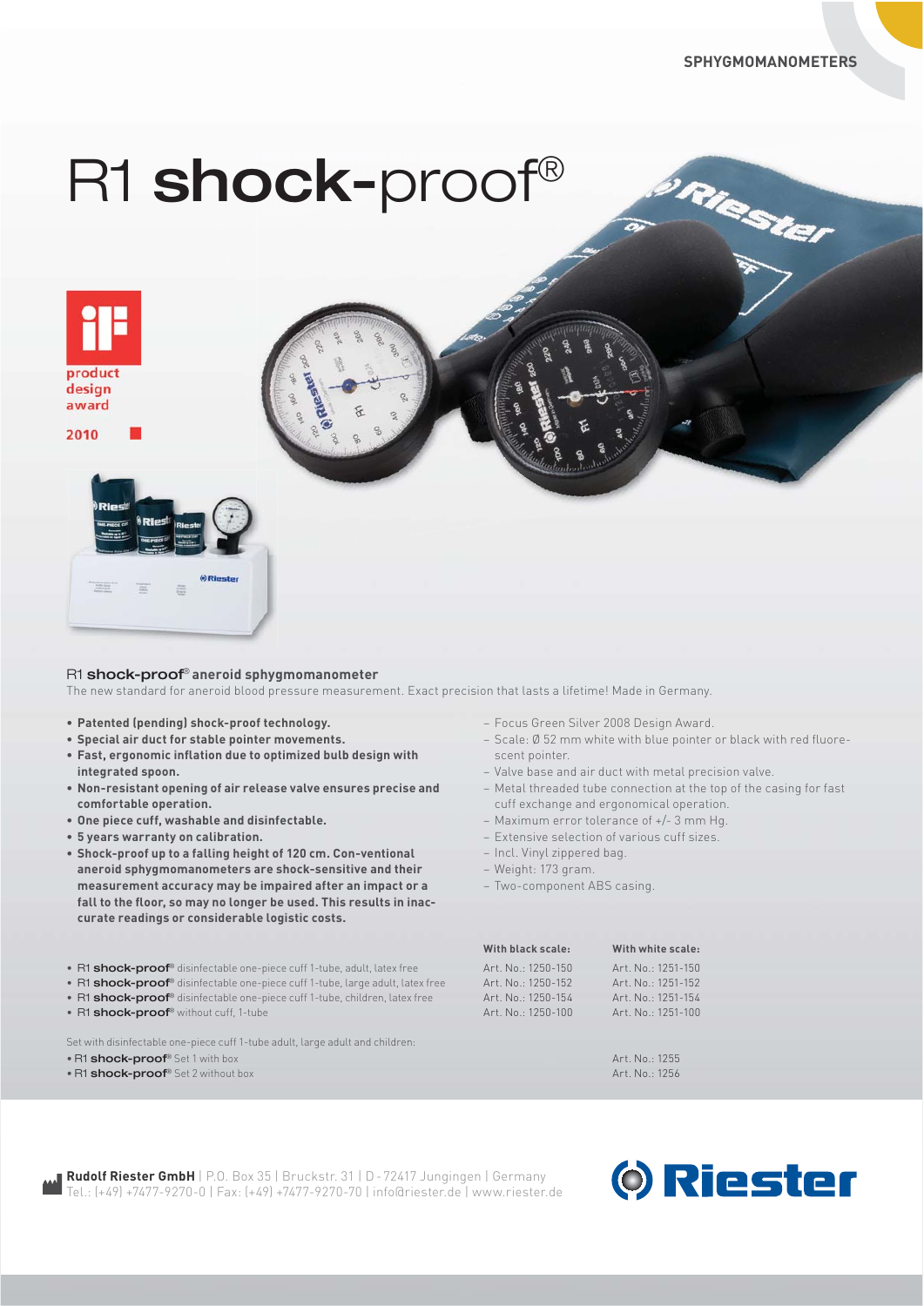SPHYGMOMANOMETERS

# R1 **shock-**proof®

iF product design award 2010

### R1 **shock-proof**® aneroid sphygmomanometer

The new standard for aneroid blood pressure measurement. Exact precision that lasts a lifetime! Made in Germany.

- **Patented (pending) shock-proof technology.**
- **Special air duct for stable pointer movements.**
- **Fast, ergonomic inflation due to optimized bulb design with integrated spoon.**
- **Non-resistant opening of air release valve ensures precise and comfortable operation.**
- **One piece cuff, washable and disinfectable.**
- **5 years warranty on calibration.**
- **Shock-proof up to a falling height of 120 cm. Con-ventional aneroid sphygmomanometers are shock-sensitive and their measurement accuracy may be impaired after an impact or a fall to the floor, so may no longer be used. This results in inaccurate readings or considerable logistic costs.**

- Focus Green Silver 2008 Design Award.
- Scale: Ø 52 mm white with blue pointer or black with red fluorescent pointer.
- Valve base and air duct with metal precision valve.
- Metal threaded tube connection at the top of the casing for fast cuff exchange and ergonomical operation.
- Maximum error tolerance of +/- 3 mm Hg.
- Extensive selection of various cuff sizes.
- Incl. Vinyl zippered bag.
- Weight: 173 gram.
- Two-component ABS casing.

| | With black scale: | With white scale: |
|---|---|---|
| • R1 **shock-proof**® disinfectable one-piece cuff 1-tube, adult, latex free | Art. No.: 1250-150 | Art. No.: 1251-150 |
| • R1 **shock-proof**® disinfectable one-piece cuff 1-tube, large adult, latex free | Art. No.: 1250-152 | Art. No.: 1251-152 |
| • R1 **shock-proof**® disinfectable one-piece cuff 1-tube, children, latex free | Art. No.: 1250-154 | Art. No.: 1251-154 |
| • R1 **shock-proof**® without cuff, 1-tube | Art. No.: 1250-100 | Art. No.: 1251-100 |

Set with disinfectable one-piece cuff 1-tube adult, large adult and children:

| | |
|---|---|
| • R1 **shock-proof**® Set 1 with box | Art. No.: 1255 |
| • R1 **shock-proof**® Set 2 without box | Art. No.: 1256 |

**Rudolf Riester GmbH** | P.O. Box 35 | Bruckstr. 31 | D - 72417 Jungingen | Germany
Tel.: (+49) +7477-9270-0 | Fax: (+49) +7477-9270-70 | info@riester.de | www.riester.de

Riester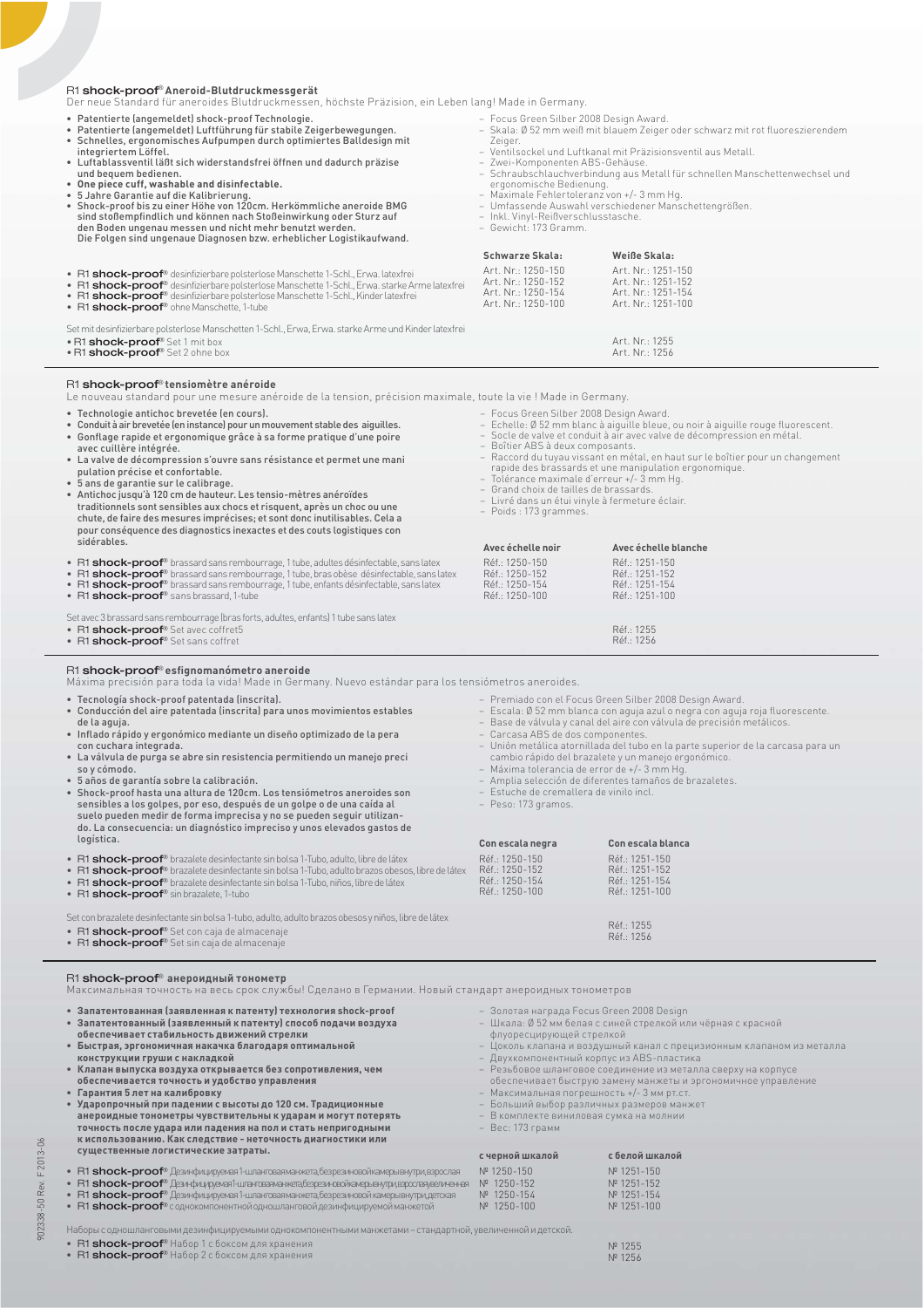## R1 **shock-proof**® Aneroid-Blutdruckmessgerät

Der neue Standard für aneroides Blutdruckmessen, höchste Präzision, ein Leben lang! Made in Germany.

- Patentierte (angemeldet) shock-proof Technologie.
- Patentierte (angemeldet) Luftführung für stabile Zeigerbewegungen.
- Schnelles, ergonomisches Aufpumpen durch optimiertes Balldesign mit integriertem Löffel.
- Luftablassventil läßt sich widerstandsfrei öffnen und dadurch präzise und bequem bedienen.
- One piece cuff, washable and disinfectable.
- 5 Jahre Garantie auf die Kalibrierung.
- Shock-proof bis zu einer Höhe von 120cm. Herkömmliche aneroide BMG sind stoßempfindlich und können nach Stoßeinwirkung oder Sturz auf den Boden ungenau messen und nicht mehr benutzt werden. Die Folgen sind ungenaue Diagnosen bzw. erheblicher Logistikaufwand.

- Focus Green Silber 2008 Design Award.
- Skala: Ø 52 mm weiß mit blauem Zeiger oder schwarz mit rot fluoreszierendem Zeiger.
- Ventilsockel und Luftkanal mit Präzisionsventil aus Metall.
- Zwei-Komponenten ABS-Gehäuse.
- Schraubschlauchverbindung aus Metall für schnellen Manschettenwechsel und ergonomische Bedienung.
- Maximale Fehlertoleranz von +/- 3 mm Hg.
- Umfassende Auswahl verschiedener Manschettengrößen.
- Inkl. Vinyl-Reißverschlusstasche.
- Gewicht: 173 Gramm.

| | Schwarze Skala: | Weiße Skala: |
|---|---|---|
| • R1 **shock-proof**® desinfizierbare polsterlose Manschette 1-Schl., Erwa. latexfrei | Art. Nr.: 1250-150 | Art. Nr.: 1251-150 |
| • R1 **shock-proof**® desinfizierbare polsterlose Manschette 1-Schl., Erwa. starke Arme latexfrei | Art. Nr.: 1250-152 | Art. Nr.: 1251-152 |
| • R1 **shock-proof**® desinfizierbare polsterlose Manschette 1-Schl., Kinder latexfrei | Art. Nr.: 1250-154 | Art. Nr.: 1251-154 |
| • R1 **shock-proof**® ohne Manschette, 1-tube | Art. Nr.: 1250-100 | Art. Nr.: 1251-100 |

Set mit desinfizierbare polsterlose Manschetten 1-Schl., Erwa, Erwa. starke Arme und Kinder latexfrei

- R1 **shock-proof**® Set 1 mit box — Art. Nr.: 1255
- R1 **shock-proof**® Set 2 ohne box — Art. Nr.: 1256

## R1 **shock-proof**® tensiomètre anéroide

Le nouveau standard pour une mesure anéroide de la tension, précision maximale, toute la vie ! Made in Germany.

- Technologie antichoc brevetée (en cours).
- Conduit à air brevetée (en instance) pour un mouvement stable des aiguilles.
- Gonflage rapide et ergonomique grâce à sa forme pratique d'une poire avec cuillère intégrée.
- La valve de décompression s'ouvre sans résistance et permet une manipulation précise et confortable.
- 5 ans de garantie sur le calibrage.
- Antichoc jusqu'à 120 cm de hauteur. Les tensio-mètres anéroïdes traditionnels sont sensibles aux chocs et risquent, après un choc ou une chute, de faire des mesures imprécises; et sont donc inutilisables. Cela a pour conséquence des diagnostics inexactes et des couts logistiques con sidérables.

- Focus Green Silber 2008 Design Award.
- Echelle: Ø 52 mm blanc à aiguille bleue, ou noir à aiguille rouge fluorescent.
- Socle de valve et conduit à air avec valve de décompression en métal.
- Boîtier ABS à deux composants.
- Raccord du tuyau vissant en métal, en haut sur le boîtier pour un changement rapide des brassards et une manipulation ergonomique.
- Tolérance maximale d'erreur +/- 3 mm Hg.
- Grand choix de tailles de brassards.
- Livré dans un étui vinyle à fermeture éclair.
- Poids : 173 grammes.

| | Avec échelle noir | Avec échelle blanche |
|---|---|---|
| • R1 **shock-proof**® brassard sans rembourrage, 1 tube, adultes désinfectable, sans latex | Réf.: 1250-150 | Réf.: 1251-150 |
| • R1 **shock-proof**® brassard sans rembourrage, 1 tube, bras obèse désinfectable, sans latex | Réf.: 1250-152 | Réf.: 1251-152 |
| • R1 **shock-proof**® brassard sans rembourrage, 1 tube, enfants désinfectable, sans latex | Réf.: 1250-154 | Réf.: 1251-154 |
| • R1 **shock-proof**® sans brassard, 1-tube | Réf.: 1250-100 | Réf.: 1251-100 |

Set avec 3 brassard sans rembourrage (bras forts, adultes, enfants) 1 tube sans latex

- R1 **shock-proof**® Set avec coffret5 — Réf.: 1255
- R1 **shock-proof**® Set sans coffret — Réf.: 1256

## R1 **shock-proof**® esfignomanómetro aneroide

Máxima precisión para toda la vida! Made in Germany. Nuevo estándar para los tensiómetros aneroides.

- Tecnología shock-proof patentada (inscrita).
- Conducción del aire patentada (inscrita) para unos movimientos estables de la aguja.
- Inflado rápido y ergonómico mediante un diseño optimizado de la pera con cuchara integrada.
- La válvula de purga se abre sin resistencia permitiendo un manejo preciso y cómodo.
- 5 años de garantía sobre la calibración.
- Shock-proof hasta una altura de 120cm. Los tensiómetros aneroides son sensibles a los golpes, por eso, después de un golpe o de una caída al suelo pueden medir de forma imprecisa y no se pueden seguir utilizando. La consecuencia: un diagnóstico impreciso y unos elevados gastos de logística.

- Premiado con el Focus Green Silber 2008 Design Award.
- Escala: Ø 52 mm blanca con aguja azul o negra con aguja roja fluorescente.
- Base de válvula y canal del aire con válvula de precisión metálicos.
- Carcasa ABS de dos componentes.
- Unión metálica atornillada del tubo en la parte superior de la carcasa para un cambio rápido del brazalete y un manejo ergonómico.
- Máxima tolerancia de error de +/- 3 mm Hg.
- Amplia selección de diferentes tamaños de brazaletes.
- Estuche de cremallera de vinilo incl.
- Peso: 173 gramos.

| | Con escala negra | Con escala blanca |
|---|---|---|
| • R1 **shock-proof**® brazalete desinfectante sin bolsa 1-Tubo, adulto, libre de látex | Réf.: 1250-150 | Réf.: 1251-150 |
| • R1 **shock-proof**® brazalete desinfectante sin bolsa 1-Tubo, adulto brazos obesos, libre de látex | Réf.: 1250-152 | Réf.: 1251-152 |
| • R1 **shock-proof**® brazalete desinfectante sin bolsa 1-Tubo, niños, libre de látex | Réf.: 1250-154 | Réf.: 1251-154 |
| • R1 **shock-proof**® sin brazalete, 1-tubo | Réf.: 1250-100 | Réf.: 1251-100 |

Set con brazalete desinfectante sin bolsa 1-tubo, adulto, adulto brazos obesos y niños, libre de látex

- R1 **shock-proof**® Set con caja de almacenaje — Réf.: 1255
- R1 **shock-proof**® Set sin caja de almacenaje — Réf.: 1256

## R1 **shock-proof**® анероидный тонометр

Максимальная точность на весь срок службы! Сделано в Германии. Новый стандарт анероидных тонометров

- **Запатентованная (заявленная к патенту) технология shock-proof**
- **Запатентованный (заявленный к патенту) способ подачи воздуха обеспечивает стабильность движений стрелки**
- **Быстрая, эргономичная накачка благодаря оптимальной конструкции груши с накладкой**
- **Клапан выпуска воздуха открывается без сопротивления, чем обеспечивается точность и удобство управления**
- **Гарантия 5 лет на калибровку**
- **Ударопрочный при падении с высоты до 120 см. Традиционные анероидные тонометры чувствительны к ударам и могут потерять точность после удара или падения на пол и стать непригодными к использованию. Как следствие - неточность диагностики или существенные логистические затраты.**

- Золотая награда Focus Green 2008 Design
- Шкала: Ø 52 мм белая с синей стрелкой или чёрная с красной флуоресцирующей стрелкой
- Цоколь клапана и воздушный канал с прецизионным клапаном из металла
- Двухкомпонентный корпус из ABS-пластика
- Резьбовое шланговое соединение из металла сверху на корпусе обеспечивает быструю замену манжеты и эргономичное управление
- Максимальная погрешность +/- 3 мм рт.ст.
- Больший выбор различных размеров манжет
- В комплекте виниловая сумка на молнии
- Вес: 173 грамм

| | с черной шкалой | с белой шкалой |
|---|---|---|
| • R1 **shock-proof**® Дезинфицируемая 1-шланговая манжета, без резиновой камеры внутри, взрослая | № 1250-150 | № 1251-150 |
| • R1 **shock-proof**® Дезинфицируемая 1-шланговая манжета, без резиновой камеры внутри, взрослая увеличенная | № 1250-152 | № 1251-152 |
| • R1 **shock-proof**® Дезинфицируемая 1-шланговая манжета, без резиновой камеры внутри, детская | № 1250-154 | № 1251-154 |
| • R1 **shock-proof**® с однокомпонентной одношланговой дезинфицируемой манжетой | № 1250-100 | № 1251-100 |

Наборы с одношланговыми дезинфицируемыми однокомпонентными манжетами – стандартной, увеличенной и детской.

- R1 **shock-proof**® Набор 1 с боксом для хранения — № 1255
- R1 **shock-proof**® Набор 2 с боксом для хранения — № 1256

902338-50 Rev. F 2013-06